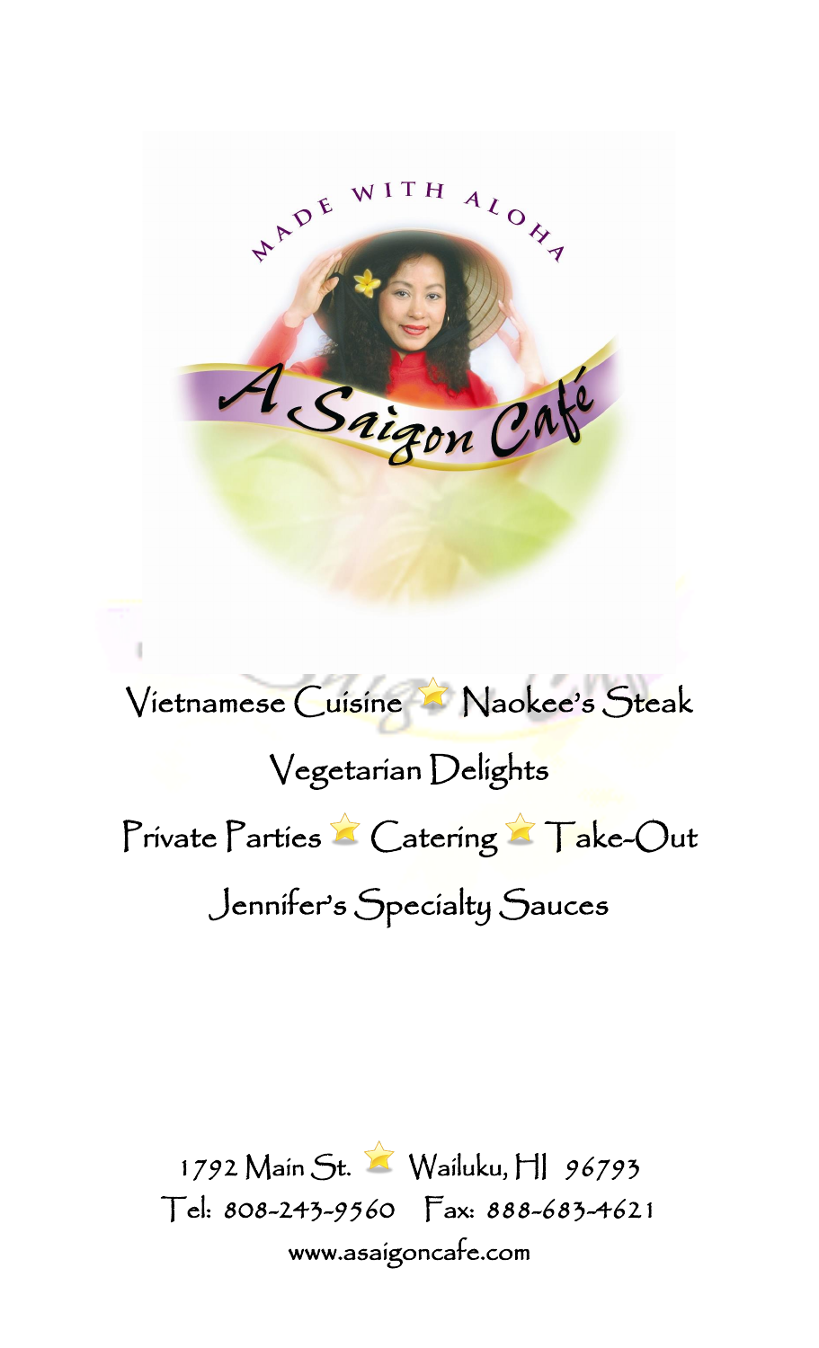MADE WITH ALOHA

# A Saigon Café

Vietnamese Cuisine ⭐ Naokee's Steak

Vegetarian Delights

Private Parties ⭐ Catering ⭐ Take-Out

Jennifer's Specialty Sauces

1792 Main St. ⭐ Wailuku, HI 96793

Tel: 808-243-9560 Fax: 888-683-4621

www.asaigoncafe.com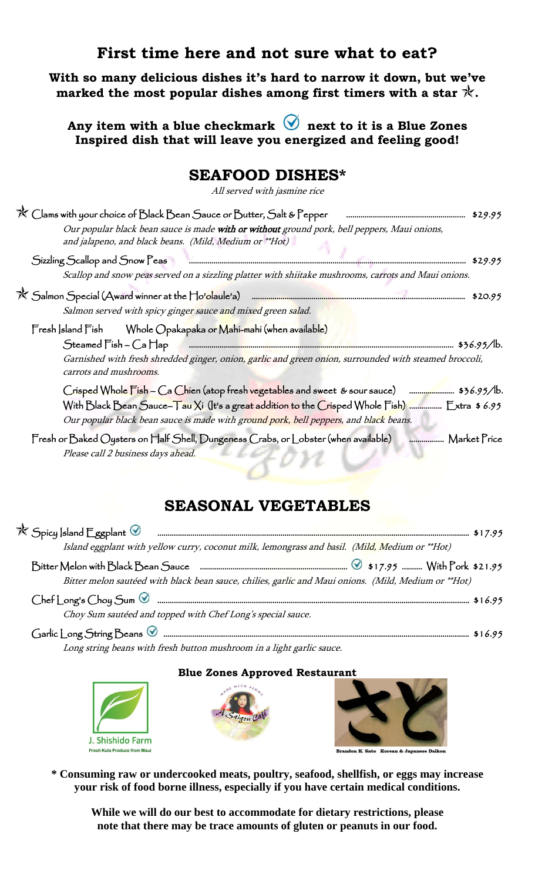## First time here and not sure what to eat?

**With so many delicious dishes it's hard to narrow it down, but we've marked the most popular dishes among first timers with a star ☆.**

**Any item with a blue checkmark ✓ next to it is a Blue Zones Inspired dish that will leave you energized and feeling good!**

## SEAFOOD DISHES*

*All served with jasmine rice*

☆ Clams with your choice of Black Bean Sauce or Butter, Salt & Pepper ........ $29.95

*Our popular black bean sauce is made **with or without** ground pork, bell peppers, Maui onions, and jalapeno, and black beans. (Mild, Medium or \*\*Hot)*

Sizzling Scallop and Snow Peas ........ $29.95

*Scallop and snow peas served on a sizzling platter with shiitake mushrooms, carrots and Maui onions.*

☆ Salmon Special (Award winner at the Ho'olaule'a) ........ $20.95

*Salmon served with spicy ginger sauce and mixed green salad.*

Fresh Island Fish — Whole Opakapaka or Mahi-mahi (when available)

Steamed Fish – Ca Hap ........ $36.95/lb.

*Garnished with fresh shredded ginger, onion, garlic and green onion, surrounded with steamed broccoli, carrots and mushrooms.*

Crisped Whole Fish – Ca Chien (atop fresh vegetables and sweet & sour sauce) ........ $36.95/lb.

With Black Bean Sauce– Tau Xi (It's a great addition to the Crisped Whole Fish) ........ Extra $ 6.95

*Our popular black bean sauce is made with ground pork, bell peppers, and black beans.*

Fresh or Baked Oysters on Half Shell, Dungeness Crabs, or Lobster (when available) ........ Market Price

*Please call 2 business days ahead.*

## SEASONAL VEGETABLES

☆ Spicy Island Eggplant ✓ ........ $17.95

*Island eggplant with yellow curry, coconut milk, lemongrass and basil. (Mild, Medium or \*\*Hot)*

Bitter Melon with Black Bean Sauce ........ ✓ $17.95 ........ With Pork $21.95

*Bitter melon sautéed with black bean sauce, chilies, garlic and Maui onions. (Mild, Medium or \*\*Hot)*

Chef Long's Choy Sum ✓ ........ $16.95

*Choy Sum sautéed and topped with Chef Long's special sauce.*

Garlic Long String Beans ✓ ........ $16.95

*Long string beans with fresh button mushroom in a light garlic sauce.*

**Blue Zones Approved Restaurant**

J. Shishido Farm
Fresh Kula Produce from Maui

MADE WITH ALOHA
A Saigon Café

Brandon K. Sato Korean & Japanese Daikon

**\* Consuming raw or undercooked meats, poultry, seafood, shellfish, or eggs may increase your risk of food borne illness, especially if you have certain medical conditions.**

**While we will do our best to accommodate for dietary restrictions, please note that there may be trace amounts of gluten or peanuts in our food.**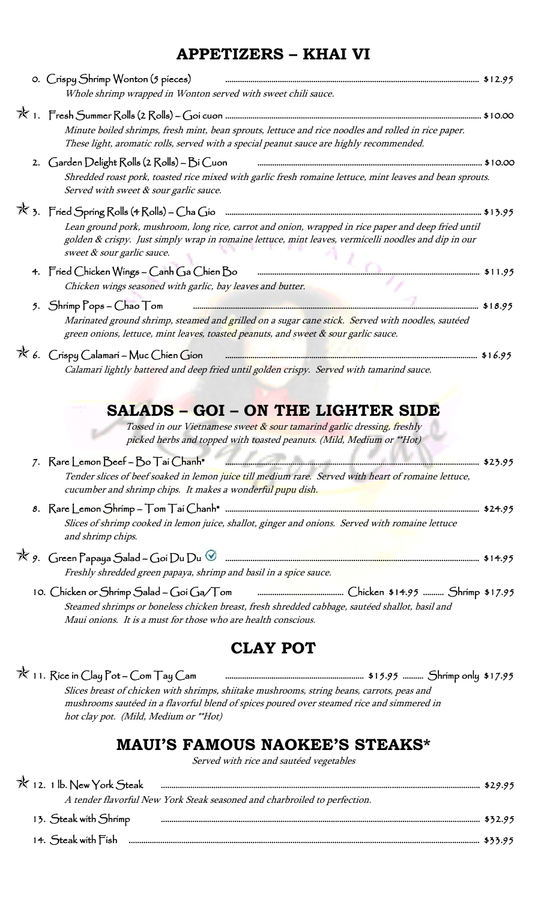## APPETIZERS – KHAI VI

0. Crispy Shrimp Wonton (5 pieces) ............ $12.95
   *Whole shrimp wrapped in Wonton served with sweet chili sauce.*

☆ 1. Fresh Summer Rolls (2 Rolls) – Goi cuon ............ $10.00
   *Minute boiled shrimps, fresh mint, bean sprouts, lettuce and rice noodles and rolled in rice paper. These light, aromatic rolls, served with a special peanut sauce are highly recommended.*

2. Garden Delight Rolls (2 Rolls) – Bi Cuon ............ $10.00
   *Shredded roast pork, toasted rice mixed with garlic fresh romaine lettuce, mint leaves and bean sprouts. Served with sweet & sour garlic sauce.*

☆ 3. Fried Spring Rolls (4 Rolls) – Cha Gio ............ $13.95
   *Lean ground pork, mushroom, long rice, carrot and onion, wrapped in rice paper and deep fried until golden & crispy. Just simply wrap in romaine lettuce, mint leaves, vermicelli noodles and dip in our sweet & sour garlic sauce.*

4. Fried Chicken Wings – Canh Ga Chien Bo ............ $11.95
   *Chicken wings seasoned with garlic, bay leaves and butter.*

5. Shrimp Pops – Chao Tom ............ $18.95
   *Marinated ground shrimp, steamed and grilled on a sugar cane stick. Served with noodles, sautéed green onions, lettuce, mint leaves, toasted peanuts, and sweet & sour garlic sauce.*

☆ 6. Crispy Calamari – Muc Chien Gion ............ $16.95
   *Calamari lightly battered and deep fried until golden crispy. Served with tamarind sauce.*

## SALADS – GOI – ON THE LIGHTER SIDE

*Tossed in our Vietnamese sweet & sour tamarind garlic dressing, freshly picked herbs and topped with toasted peanuts. (Mild, Medium or **Hot)*

7. Rare Lemon Beef – Bo Tai Chanh* ............ $23.95
   *Tender slices of beef soaked in lemon juice till medium rare. Served with heart of romaine lettuce, cucumber and shrimp chips. It makes a wonderful pupu dish.*

8. Rare Lemon Shrimp – Tom Tai Chanh* ............ $24.95
   *Slices of shrimp cooked in lemon juice, shallot, ginger and onions. Served with romaine lettuce and shrimp chips.*

☆ 9. Green Papaya Salad – Goi Du Du ✓ ............ $14.95
   *Freshly shredded green papaya, shrimp and basil in a spice sauce.*

10. Chicken or Shrimp Salad – Goi Ga/Tom ............ Chicken $14.95 .......... Shrimp $17.95
   *Steamed shrimps or boneless chicken breast, fresh shredded cabbage, sautéed shallot, basil and Maui onions. It is a must for those who are health conscious.*

## CLAY POT

☆ 11. Rice in Clay Pot – Com Tay Cam ............ $15.95 .......... Shrimp only $17.95
   *Slices breast of chicken with shrimps, shiitake mushrooms, string beans, carrots, peas and mushrooms sautéed in a flavorful blend of spices poured over steamed rice and simmered in hot clay pot. (Mild, Medium or **Hot)*

## MAUI'S FAMOUS NAOKEE'S STEAKS*

*Served with rice and sautéed vegetables*

☆ 12. 1 lb. New York Steak ............ $29.95
   *A tender flavorful New York Steak seasoned and charbroiled to perfection.*

13. Steak with Shrimp ............ $32.95

14. Steak with Fish ............ $33.95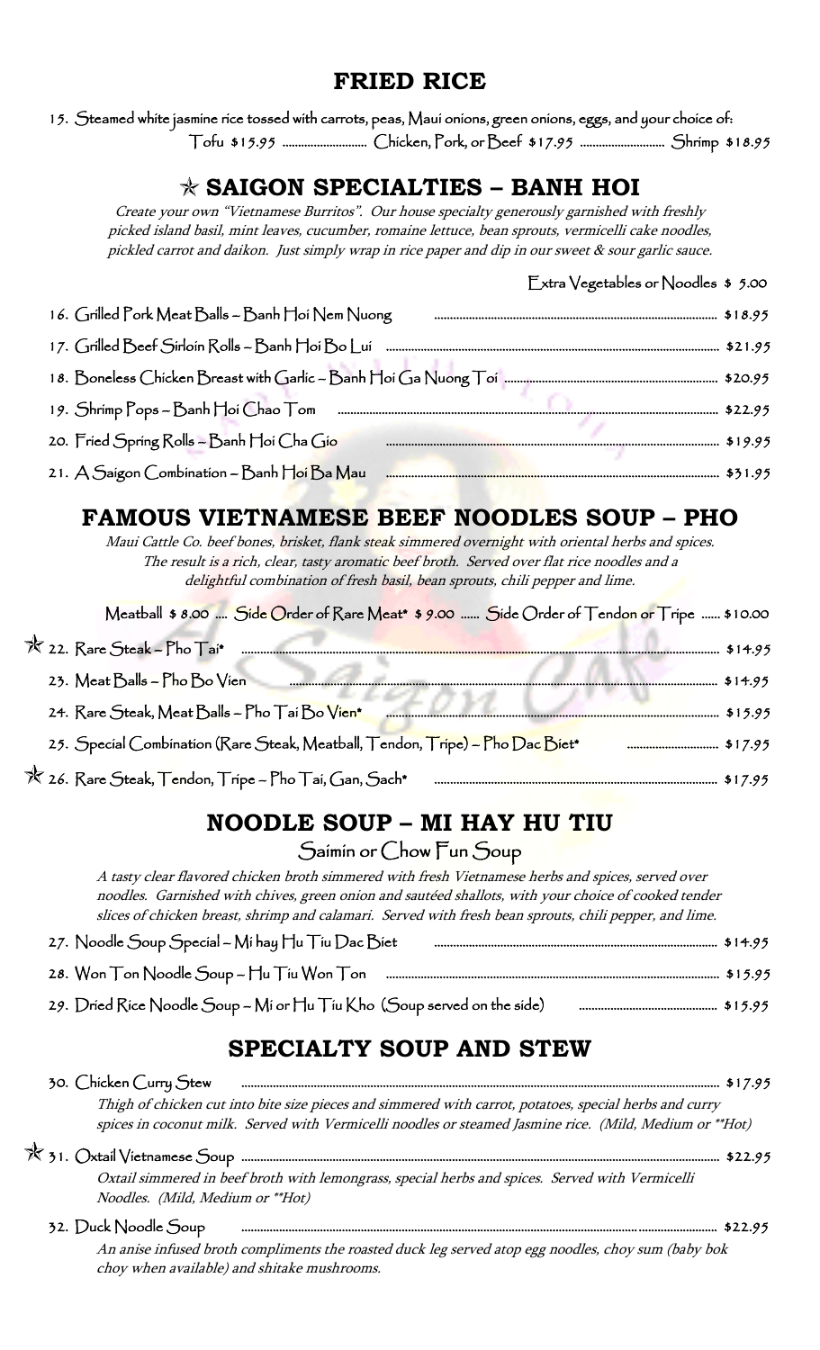## FRIED RICE

15. Steamed white jasmine rice tossed with carrots, peas, Maui onions, green onions, eggs, and your choice of:
Tofu $15.95 ........................ Chicken, Pork, or Beef $17.95 ........................ Shrimp $18.95

## ✫ SAIGON SPECIALTIES – BANH HOI

*Create your own "Vietnamese Burritos". Our house specialty generously garnished with freshly picked island basil, mint leaves, cucumber, romaine lettuce, bean sprouts, vermicelli cake noodles, pickled carrot and daikon. Just simply wrap in rice paper and dip in our sweet & sour garlic sauce.*

Extra Vegetables or Noodles $ 5.00

16. Grilled Pork Meat Balls – Banh Hoi Nem Nuong ........................ $18.95
17. Grilled Beef Sirloin Rolls – Banh Hoi Bo Lui ........................ $21.95
18. Boneless Chicken Breast with Garlic – Banh Hoi Ga Nuong Toi ........................ $20.95
19. Shrimp Pops – Banh Hoi Chao Tom ........................ $22.95
20. Fried Spring Rolls – Banh Hoi Cha Gio ........................ $19.95
21. A Saigon Combination – Banh Hoi Ba Mau ........................ $31.95

## FAMOUS VIETNAMESE BEEF NOODLES SOUP – PHO

*Maui Cattle Co. beef bones, brisket, flank steak simmered overnight with oriental herbs and spices. The result is a rich, clear, tasty aromatic beef broth. Served over flat rice noodles and a delightful combination of fresh basil, bean sprouts, chili pepper and lime.*

Meatball $ 8.00 .... Side Order of Rare Meat* $ 9.00 ...... Side Order of Tendon or Tripe ...... $10.00

✫ 22. Rare Steak – Pho Tai* ........................ $14.95
23. Meat Balls – Pho Bo Vien ........................ $14.95
24. Rare Steak, Meat Balls – Pho Tai Bo Vien* ........................ $15.95
25. Special Combination (Rare Steak, Meatball, Tendon, Tripe) – Pho Dac Biet* ........................ $17.95
✫ 26. Rare Steak, Tendon, Tripe – Pho Tai, Gan, Sach* ........................ $17.95

## NOODLE SOUP – MI HAY HU TIU

Saimin or Chow Fun Soup

*A tasty clear flavored chicken broth simmered with fresh Vietnamese herbs and spices, served over noodles. Garnished with chives, green onion and sautéed shallots, with your choice of cooked tender slices of chicken breast, shrimp and calamari. Served with fresh bean sprouts, chili pepper, and lime.*

27. Noodle Soup Special – Mi hay Hu Tiu Dac Biet ........................ $14.95
28. Won Ton Noodle Soup – Hu Tiu Won Ton ........................ $15.95
29. Dried Rice Noodle Soup – Mi or Hu Tiu Kho (Soup served on the side) ........................ $15.95

## SPECIALTY SOUP AND STEW

30. Chicken Curry Stew ........................ $17.95
*Thigh of chicken cut into bite size pieces and simmered with carrot, potatoes, special herbs and curry spices in coconut milk. Served with Vermicelli noodles or steamed Jasmine rice. (Mild, Medium or **Hot)*

✫ 31. Oxtail Vietnamese Soup ........................ $22.95
*Oxtail simmered in beef broth with lemongrass, special herbs and spices. Served with Vermicelli Noodles. (Mild, Medium or **Hot)*

32. Duck Noodle Soup ........................ $22.95
*An anise infused broth compliments the roasted duck leg served atop egg noodles, choy sum (baby bok choy when available) and shitake mushrooms.*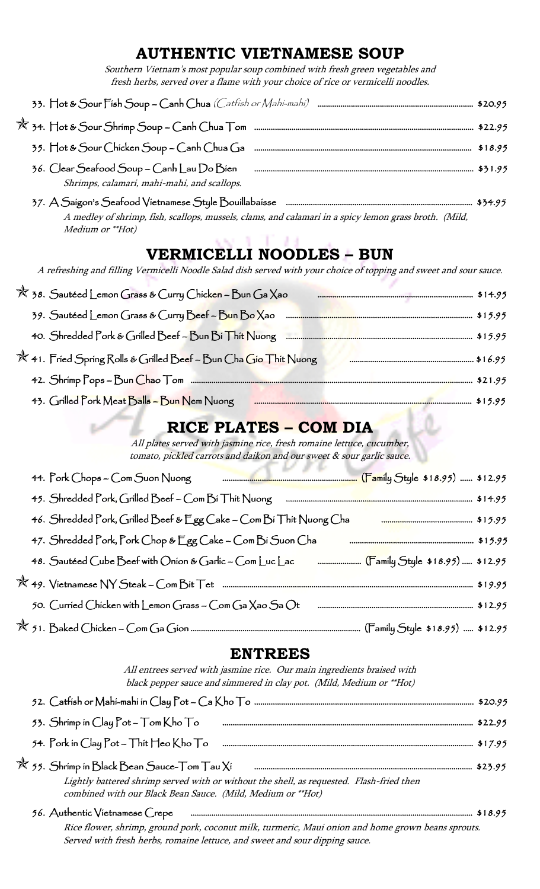## AUTHENTIC VIETNAMESE SOUP

*Southern Vietnam's most popular soup combined with fresh green vegetables and fresh herbs, served over a flame with your choice of rice or vermicelli noodles.*

33. Hot & Sour Fish Soup – Canh Chua *(Catfish or Mahi-mahi)* ........ $20.95

✯ 34. Hot & Sour Shrimp Soup – Canh Chua Tom ........ $22.95

35. Hot & Sour Chicken Soup – Canh Chua Ga ........ $18.95

36. Clear Seafood Soup – Canh Lau Do Bien ........ $31.95
*Shrimps, calamari, mahi-mahi, and scallops.*

37. A Saigon's Seafood Vietnamese Style Bouillabaisse ........ $34.95
*A medley of shrimp, fish, scallops, mussels, clams, and calamari in a spicy lemon grass broth. (Mild, Medium or \*\*Hot)*

## VERMICELLI NOODLES – BUN

*A refreshing and filling Vermicelli Noodle Salad dish served with your choice of topping and sweet and sour sauce.*

✯ 38. Sautéed Lemon Grass & Curry Chicken – Bun Ga Xao ........ $14.95

39. Sautéed Lemon Grass & Curry Beef – Bun Bo Xao ........ $15.95

40. Shredded Pork & Grilled Beef – Bun Bi Thit Nuong ........ $15.95

✯ 41. Fried Spring Rolls & Grilled Beef – Bun Cha Gio Thit Nuong ........ $16.95

42. Shrimp Pops – Bun Chao Tom ........ $21.95

43. Grilled Pork Meat Balls – Bun Nem Nuong ........ $15.95

## RICE PLATES – COM DIA

*All plates served with jasmine rice, fresh romaine lettuce, cucumber, tomato, pickled carrots and daikon and our sweet & sour garlic sauce.*

44. Pork Chops – Com Suon Nuong ........ (Family Style $18.95) ...... $12.95

45. Shredded Pork, Grilled Beef – Com Bi Thit Nuong ........ $14.95

46. Shredded Pork, Grilled Beef & Egg Cake – Com Bi Thit Nuong Cha ........ $15.95

47. Shredded Pork, Pork Chop & Egg Cake – Com Bi Suon Cha ........ $15.95

48. Sautéed Cube Beef with Onion & Garlic – Com Luc Lac ........ (Family Style $18.95) ..... $12.95

✯ 49. Vietnamese NY Steak – Com Bit Tet ........ $19.95

50. Curried Chicken with Lemon Grass – Com Ga Xao Sa Ot ........ $12.95

✯ 51. Baked Chicken – Com Ga Gion ........ (Family Style $18.95) ..... $12.95

## ENTREES

*All entrees served with jasmine rice. Our main ingredients braised with black pepper sauce and simmered in clay pot. (Mild, Medium or \*\*Hot)*

52. Catfish or Mahi-mahi in Clay Pot – Ca Kho To ........ $20.95

53. Shrimp in Clay Pot – Tom Kho To ........ $22.95

54. Pork in Clay Pot – Thit Heo Kho To ........ $17.95

✯ 55. Shrimp in Black Bean Sauce-Tom Tau Xi ........ $23.95
*Lightly battered shrimp served with or without the shell, as requested. Flash-fried then combined with our Black Bean Sauce. (Mild, Medium or \*\*Hot)*

56. Authentic Vietnamese Crepe ........ $18.95
*Rice flower, shrimp, ground pork, coconut milk, turmeric, Maui onion and home grown beans sprouts. Served with fresh herbs, romaine lettuce, and sweet and sour dipping sauce.*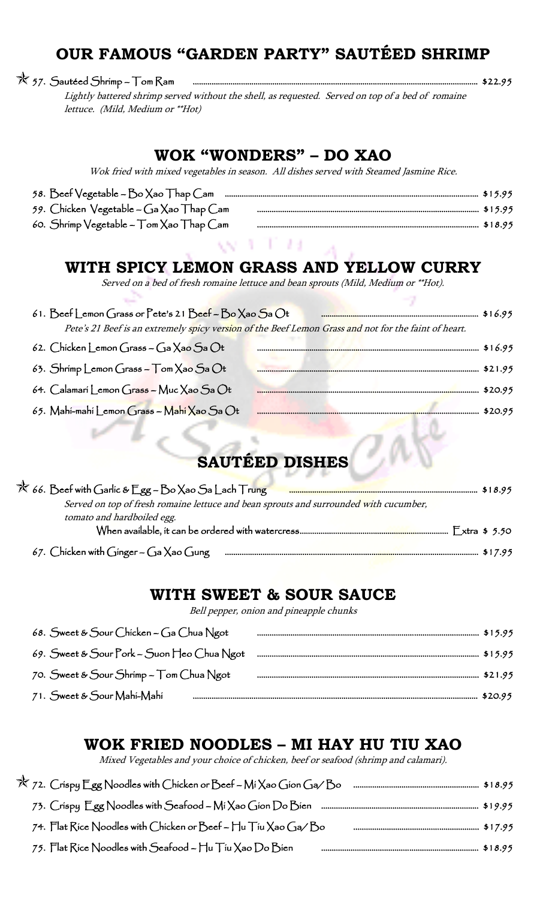## OUR FAMOUS "GARDEN PARTY" SAUTÉED SHRIMP

✯ 57. Sautéed Shrimp – Tom Ram ..... $22.95
*Lightly battered shrimp served without the shell, as requested. Served on top of a bed of romaine lettuce. (Mild, Medium or **Hot)*

## WOK "WONDERS" – DO XAO

*Wok fried with mixed vegetables in season. All dishes served with Steamed Jasmine Rice.*

58. Beef Vegetable – Bo Xao Thap Cam ..... $15.95
59. Chicken Vegetable – Ga Xao Thap Cam ..... $15.95
60. Shrimp Vegetable – Tom Xao Thap Cam ..... $18.95

## WITH SPICY LEMON GRASS AND YELLOW CURRY

*Served on a bed of fresh romaine lettuce and bean sprouts (Mild, Medium or **Hot).*

61. Beef Lemon Grass or Pete's 21 Beef – Bo Xao Sa Ot ..... $16.95
*Pete's 21 Beef is an extremely spicy version of the Beef Lemon Grass and not for the faint of heart.*
62. Chicken Lemon Grass – Ga Xao Sa Ot ..... $16.95
63. Shrimp Lemon Grass – Tom Xao Sa Ot ..... $21.95
64. Calamari Lemon Grass – Muc Xao Sa Ot ..... $20.95
65. Mahi-mahi Lemon Grass – Mahi Xao Sa Ot ..... $20.95

## SAUTÉED DISHES

✯ 66. Beef with Garlic & Egg – Bo Xao Sa Lach Trung ..... $18.95
*Served on top of fresh romaine lettuce and bean sprouts and surrounded with cucumber, tomato and hardboiled egg.*
When available, it can be ordered with watercress..... Extra $ 5.50
67. Chicken with Ginger – Ga Xao Gung ..... $17.95

## WITH SWEET & SOUR SAUCE

*Bell pepper, onion and pineapple chunks*

68. Sweet & Sour Chicken – Ga Chua Ngot ..... $15.95
69. Sweet & Sour Pork – Suon Heo Chua Ngot ..... $15.95
70. Sweet & Sour Shrimp – Tom Chua Ngot ..... $21.95
71. Sweet & Sour Mahi-Mahi ..... $20.95

## WOK FRIED NOODLES – MI HAY HU TIU XAO

*Mixed Vegetables and your choice of chicken, beef or seafood (shrimp and calamari).*

✯ 72. Crispy Egg Noodles with Chicken or Beef – Mi Xao Gion Ga/ Bo ..... $18.95
73. Crispy Egg Noodles with Seafood – Mi Xao Gion Do Bien ..... $19.95
74. Flat Rice Noodles with Chicken or Beef – Hu Tiu Xao Ga/ Bo ..... $17.95
75. Flat Rice Noodles with Seafood – Hu Tiu Xao Do Bien ..... $18.95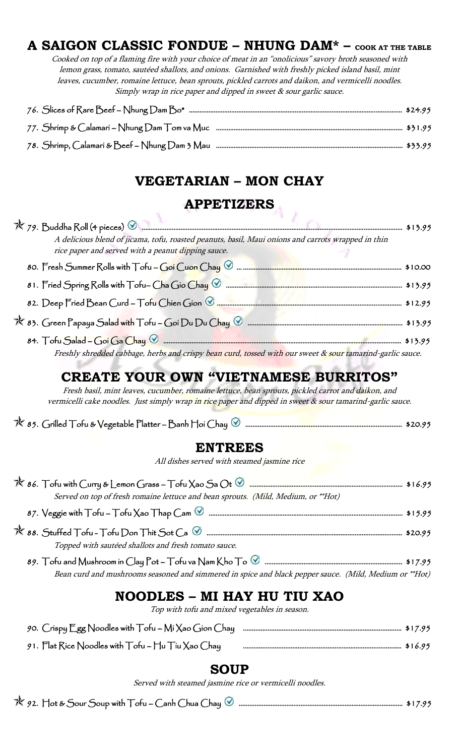## A SAIGON CLASSIC FONDUE – NHUNG DAM* – COOK AT THE TABLE

*Cooked on top of a flaming fire with your choice of meat in an "onolicious" savory broth seasoned with lemon grass, tomato, sautéed shallots, and onions. Garnished with freshly picked island basil, mint leaves, cucumber, romaine lettuce, bean sprouts, pickled carrots and daikon, and vermicelli noodles. Simply wrap in rice paper and dipped in sweet & sour garlic sauce.*

76. Slices of Rare Beef – Nhung Dam Bo* ........ $24.95

77. Shrimp & Calamari – Nhung Dam Tom va Muc ........ $31.95

78. Shrimp, Calamari & Beef – Nhung Dam 3 Mau ........ $33.95

## VEGETARIAN – MON CHAY

### APPETIZERS

★ 79. Buddha Roll (4 pieces) ✓ ........ $13.95

*A delicious blend of jicama, tofu, roasted peanuts, basil, Maui onions and carrots wrapped in thin rice paper and served with a peanut dipping sauce.*

80. Fresh Summer Rolls with Tofu – Goi Cuon Chay ✓ ........ $10.00

81. Fried Spring Rolls with Tofu– Cha Gio Chay ✓ ........ $13.95

82. Deep Fried Bean Curd – Tofu Chien Gion ✓ ........ $12.95

★ 83. Green Papaya Salad with Tofu – Goi Du Du Chay ✓ ........ $13.95

84. Tofu Salad – Goi Ga Chay ✓ ........ $13.95

*Freshly shredded cabbage, herbs and crispy bean curd, tossed with our sweet & sour tamarind-garlic sauce.*

### CREATE YOUR OWN "VIETNAMESE BURRITOS"

*Fresh basil, mint leaves, cucumber, romaine lettuce, bean sprouts, pickled carrot and daikon, and vermicelli cake noodles. Just simply wrap in rice paper and dipped in sweet & sour tamarind-garlic sauce.*

★ 85. Grilled Tofu & Vegetable Platter – Banh Hoi Chay ✓ ........ $20.95

### ENTREES

*All dishes served with steamed jasmine rice*

★ 86. Tofu with Curry & Lemon Grass – Tofu Xao Sa Ot ✓ ........ $16.95

*Served on top of fresh romaine lettuce and bean sprouts. (Mild, Medium, or **Hot)*

87. Veggie with Tofu – Tofu Xao Thap Cam ✓ ........ $15.95

★ 88. Stuffed Tofu - Tofu Don Thit Sot Ca ✓ ........ $20.95

*Topped with sautéed shallots and fresh tomato sauce.*

89. Tofu and Mushroom in Clay Pot – Tofu va Nam Kho To ✓ ........ $17.95

*Bean curd and mushrooms seasoned and simmered in spice and black pepper sauce. (Mild, Medium or **Hot)*

### NOODLES – MI HAY HU TIU XAO

*Top with tofu and mixed vegetables in season.*

90. Crispy Egg Noodles with Tofu – Mi Xao Gion Chay ........ $17.95

91. Flat Rice Noodles with Tofu – Hu Tiu Xao Chay ........ $16.95

### SOUP

*Served with steamed jasmine rice or vermicelli noodles.*

★ 92. Hot & Sour Soup with Tofu – Canh Chua Chay ✓ ........ $17.95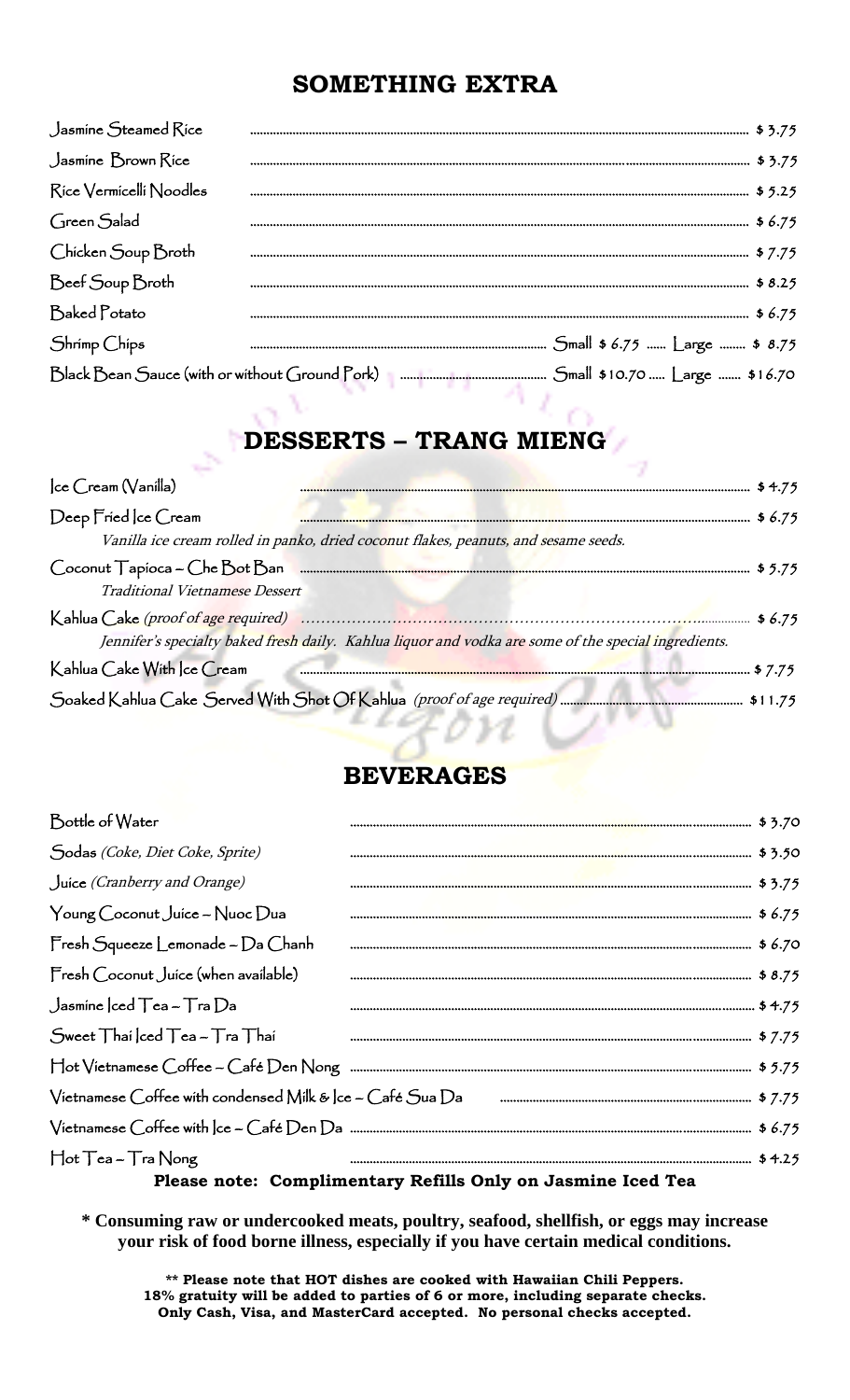## SOMETHING EXTRA

| | |
|---|---|
| Jasmine Steamed Rice | $ 3.75 |
| Jasmine Brown Rice | $ 3.75 |
| Rice Vermicelli Noodles | $ 5.25 |
| Green Salad | $ 6.75 |
| Chicken Soup Broth | $ 7.75 |
| Beef Soup Broth | $ 8.25 |
| Baked Potato | $ 6.75 |
| Shrimp Chips | Small $ 6.75 ...... Large ........ $ 8.75 |
| Black Bean Sauce (with or without Ground Pork) | Small $10.70 ..... Large ...... $16.70 |

## DESSERTS – TRANG MIENG

Ice Cream (Vanilla) ........ $ 4.75

Deep Fried Ice Cream ........ $ 6.75
*Vanilla ice cream rolled in panko, dried coconut flakes, peanuts, and sesame seeds.*

Coconut Tapioca – Che Bot Ban ........ $ 5.75
*Traditional Vietnamese Dessert*

Kahlua Cake *(proof of age required)* ........ $ 6.75
*Jennifer's specialty baked fresh daily. Kahlua liquor and vodka are some of the special ingredients.*

Kahlua Cake With Ice Cream ........ $ 7.75

Soaked Kahlua Cake Served With Shot Of Kahlua *(proof of age required)* ........ $11.75

## BEVERAGES

| | |
|---|---|
| Bottle of Water | $ 3.70 |
| Sodas *(Coke, Diet Coke, Sprite)* | $ 3.50 |
| Juice *(Cranberry and Orange)* | $ 3.75 |
| Young Coconut Juice – Nuoc Dua | $ 6.75 |
| Fresh Squeeze Lemonade – Da Chanh | $ 6.70 |
| Fresh Coconut Juice (when available) | $ 8.75 |
| Jasmine Iced Tea – Tra Da | $ 4.75 |
| Sweet Thai Iced Tea – Tra Thai | $ 7.75 |
| Hot Vietnamese Coffee – Café Den Nong | $ 5.75 |
| Vietnamese Coffee with condensed Milk & Ice – Café Sua Da | $ 7.75 |
| Vietnamese Coffee with Ice – Café Den Da | $ 6.75 |
| Hot Tea – Tra Nong | $ 4.25 |

**Please note: Complimentary Refills Only on Jasmine Iced Tea**

**\* Consuming raw or undercooked meats, poultry, seafood, shellfish, or eggs may increase your risk of food borne illness, especially if you have certain medical conditions.**

**\*\* Please note that HOT dishes are cooked with Hawaiian Chili Peppers.**
**18% gratuity will be added to parties of 6 or more, including separate checks.**
**Only Cash, Visa, and MasterCard accepted. No personal checks accepted.**